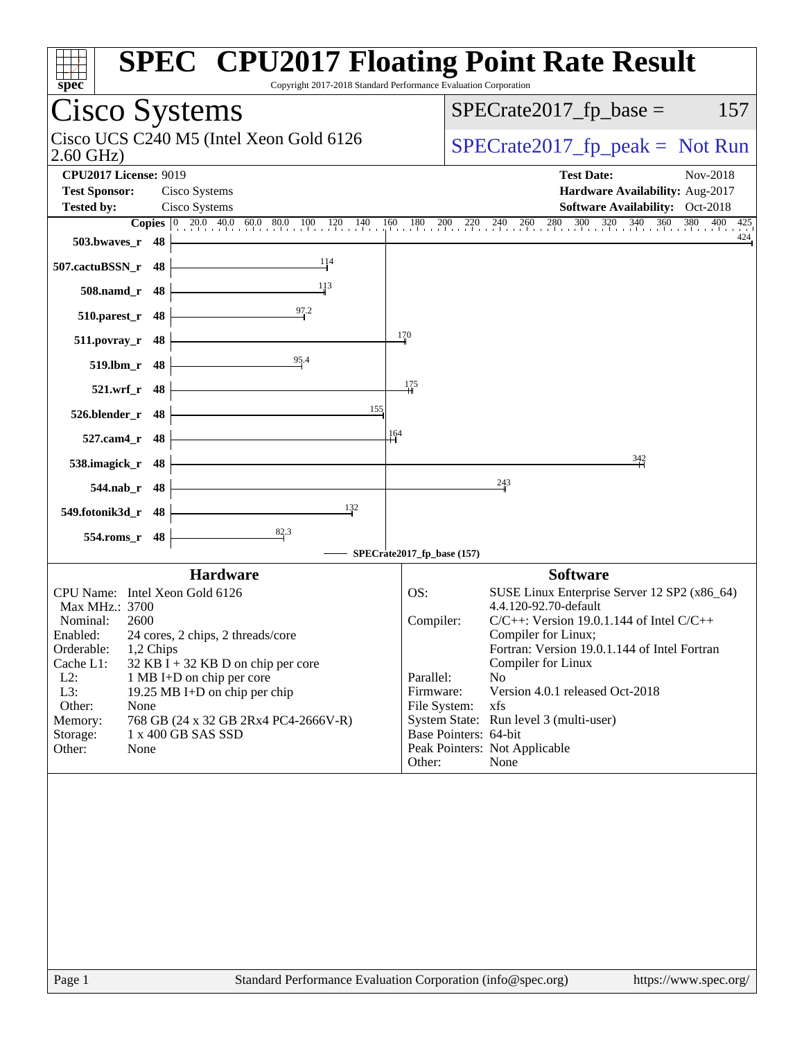# SPEC CPU2017 Floating Point Rate Result

Copyright 2017-2018 Standard Performance Evaluation Corporation

## Cisco Systems

Cisco UCS C240 M5 (Intel Xeon Gold 6126 2.60 GHz)

SPECrate2017_fp_base = 157

SPECrate2017_fp_peak = Not Run

**CPU2017 License:** 9019
**Test Sponsor:** Cisco Systems
**Tested by:** Cisco Systems

**Test Date:** Nov-2018
**Hardware Availability:** Aug-2017
**Software Availability:** Oct-2018

| Benchmark | Copies | Base |
|---|---|---|
| 503.bwaves_r | 48 | 424 |
| 507.cactuBSSN_r | 48 | 114 |
| 508.namd_r | 48 | 113 |
| 510.parest_r | 48 | 97.2 |
| 511.povray_r | 48 | 170 |
| 519.lbm_r | 48 | 95.4 |
| 521.wrf_r | 48 | 175 |
| 526.blender_r | 48 | 155 |
| 527.cam4_r | 48 | 164 |
| 538.imagick_r | 48 | 342 |
| 544.nab_r | 48 | 243 |
| 549.fotonik3d_r | 48 | 132 |
| 554.roms_r | 48 | 82.3 |

SPECrate2017_fp_base (157)

### Hardware

| | |
|---|---|
| CPU Name: | Intel Xeon Gold 6126 |
| Max MHz.: | 3700 |
| Nominal: | 2600 |
| Enabled: | 24 cores, 2 chips, 2 threads/core |
| Orderable: | 1,2 Chips |
| Cache L1: | 32 KB I + 32 KB D on chip per core |
| L2: | 1 MB I+D on chip per core |
| L3: | 19.25 MB I+D on chip per chip |
| Other: | None |
| Memory: | 768 GB (24 x 32 GB 2Rx4 PC4-2666V-R) |
| Storage: | 1 x 400 GB SAS SSD |
| Other: | None |

### Software

| | |
|---|---|
| OS: | SUSE Linux Enterprise Server 12 SP2 (x86_64) 4.4.120-92.70-default |
| Compiler: | C/C++: Version 19.0.1.144 of Intel C/C++ Compiler for Linux; Fortran: Version 19.0.1.144 of Intel Fortran Compiler for Linux |
| Parallel: | No |
| Firmware: | Version 4.0.1 released Oct-2018 |
| File System: | xfs |
| System State: | Run level 3 (multi-user) |
| Base Pointers: | 64-bit |
| Peak Pointers: | Not Applicable |
| Other: | None |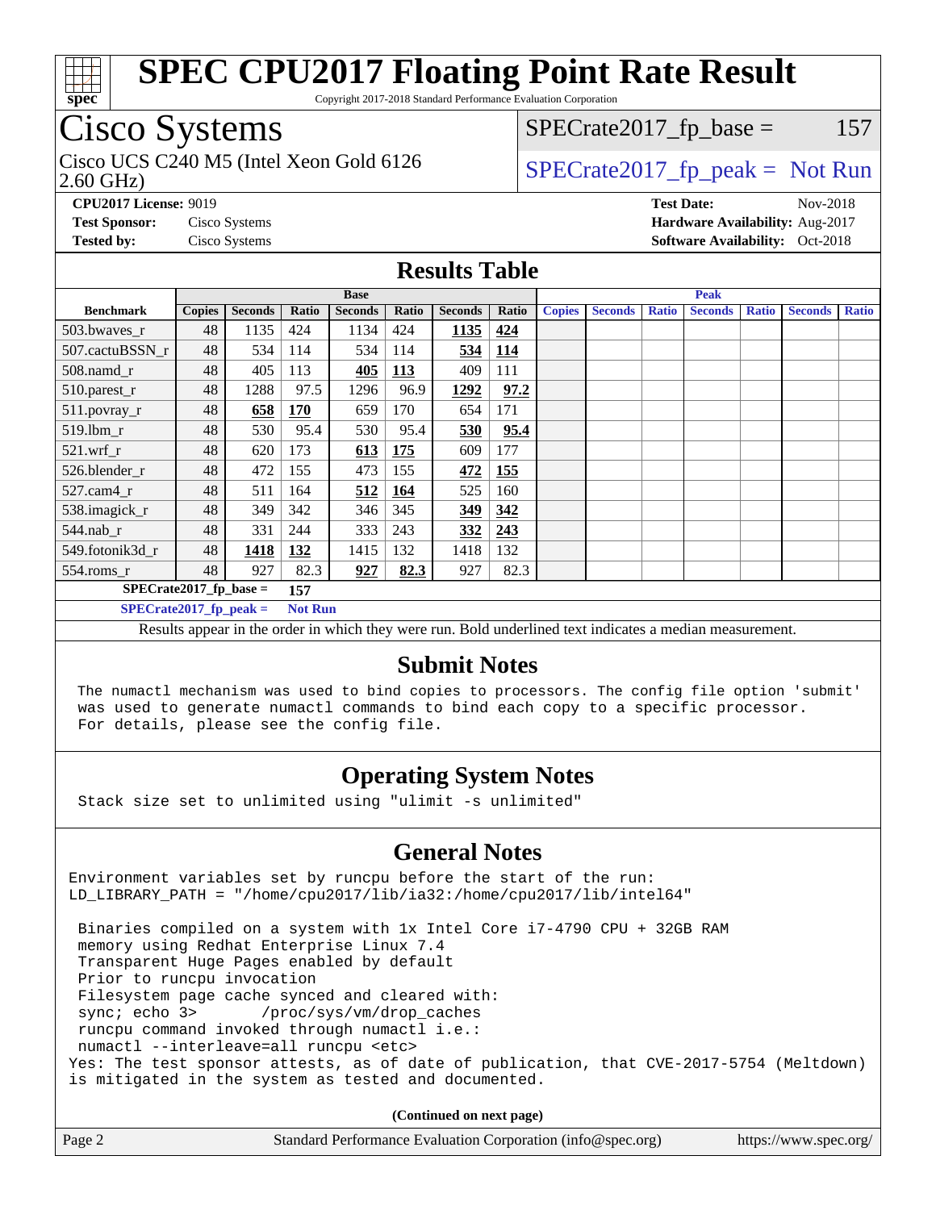# SPEC CPU2017 Floating Point Rate Result

Copyright 2017-2018 Standard Performance Evaluation Corporation

## Cisco Systems

Cisco UCS C240 M5 (Intel Xeon Gold 6126 2.60 GHz)

SPECrate2017_fp_base = 157

SPECrate2017_fp_peak = Not Run

**CPU2017 License:** 9019
**Test Sponsor:** Cisco Systems
**Tested by:** Cisco Systems

**Test Date:** Nov-2018
**Hardware Availability:** Aug-2017
**Software Availability:** Oct-2018

## Results Table

| Benchmark | Base | | | | | | | Peak | | | | | | |
|---|---|---|---|---|---|---|---|---|---|---|---|---|---|---|
| | Copies | Seconds | Ratio | Seconds | Ratio | Seconds | Ratio | Copies | Seconds | Ratio | Seconds | Ratio | Seconds | Ratio |
| 503.bwaves_r | 48 | 1135 | 424 | 1134 | 424 | **1135** | **424** | | | | | | | |
| 507.cactuBSSN_r | 48 | 534 | 114 | 534 | 114 | **534** | **114** | | | | | | | |
| 508.namd_r | 48 | 405 | 113 | **405** | **113** | 409 | 111 | | | | | | | |
| 510.parest_r | 48 | 1288 | 97.5 | 1296 | 96.9 | **1292** | **97.2** | | | | | | | |
| 511.povray_r | 48 | **658** | **170** | 659 | 170 | 654 | 171 | | | | | | | |
| 519.lbm_r | 48 | 530 | 95.4 | 530 | 95.4 | **530** | **95.4** | | | | | | | |
| 521.wrf_r | 48 | 620 | 173 | **613** | **175** | 609 | 177 | | | | | | | |
| 526.blender_r | 48 | 472 | 155 | 473 | 155 | **472** | **155** | | | | | | | |
| 527.cam4_r | 48 | 511 | 164 | **512** | **164** | 525 | 160 | | | | | | | |
| 538.imagick_r | 48 | 349 | 342 | 346 | 345 | **349** | **342** | | | | | | | |
| 544.nab_r | 48 | 331 | 244 | 333 | 243 | **332** | **243** | | | | | | | |
| 549.fotonik3d_r | 48 | **1418** | **132** | 1415 | 132 | 1418 | 132 | | | | | | | |
| 554.roms_r | 48 | 927 | 82.3 | **927** | **82.3** | 927 | 82.3 | | | | | | | |

SPECrate2017_fp_base = 157

SPECrate2017_fp_peak = Not Run

Results appear in the order in which they were run. Bold underlined text indicates a median measurement.

## Submit Notes

```
The numactl mechanism was used to bind copies to processors. The config file option 'submit'
was used to generate numactl commands to bind each copy to a specific processor.
For details, please see the config file.
```

## Operating System Notes

```
Stack size set to unlimited using "ulimit -s unlimited"
```

## General Notes

```
Environment variables set by runcpu before the start of the run:
LD_LIBRARY_PATH = "/home/cpu2017/lib/ia32:/home/cpu2017/lib/intel64"

 Binaries compiled on a system with 1x Intel Core i7-4790 CPU + 32GB RAM
 memory using Redhat Enterprise Linux 7.4
 Transparent Huge Pages enabled by default
 Prior to runcpu invocation
 Filesystem page cache synced and cleared with:
 sync; echo 3>       /proc/sys/vm/drop_caches
 runcpu command invoked through numactl i.e.:
 numactl --interleave=all runcpu <etc>
Yes: The test sponsor attests, as of date of publication, that CVE-2017-5754 (Meltdown)
is mitigated in the system as tested and documented.
```

**(Continued on next page)**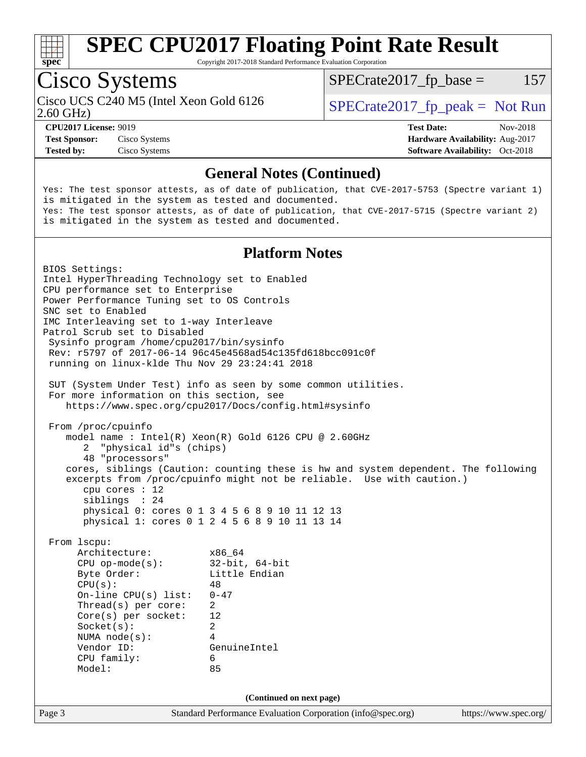# SPEC CPU2017 Floating Point Rate Result

Copyright 2017-2018 Standard Performance Evaluation Corporation

## Cisco Systems

Cisco UCS C240 M5 (Intel Xeon Gold 6126 2.60 GHz)

SPECrate2017_fp_base = 157

SPECrate2017_fp_peak = Not Run

**CPU2017 License:** 9019
**Test Sponsor:** Cisco Systems
**Tested by:** Cisco Systems

**Test Date:** Nov-2018
**Hardware Availability:** Aug-2017
**Software Availability:** Oct-2018

### General Notes (Continued)

```
Yes: The test sponsor attests, as of date of publication, that CVE-2017-5753 (Spectre variant 1)
is mitigated in the system as tested and documented.
Yes: The test sponsor attests, as of date of publication, that CVE-2017-5715 (Spectre variant 2)
is mitigated in the system as tested and documented.
```

### Platform Notes

```
BIOS Settings:
Intel HyperThreading Technology set to Enabled
CPU performance set to Enterprise
Power Performance Tuning set to OS Controls
SNC set to Enabled
IMC Interleaving set to 1-way Interleave
Patrol Scrub set to Disabled
 Sysinfo program /home/cpu2017/bin/sysinfo
 Rev: r5797 of 2017-06-14 96c45e4568ad54c135fd618bcc091c0f
 running on linux-klde Thu Nov 29 23:24:41 2018

 SUT (System Under Test) info as seen by some common utilities.
 For more information on this section, see
    https://www.spec.org/cpu2017/Docs/config.html#sysinfo

 From /proc/cpuinfo
    model name : Intel(R) Xeon(R) Gold 6126 CPU @ 2.60GHz
       2  "physical id"s (chips)
       48 "processors"
    cores, siblings (Caution: counting these is hw and system dependent. The following
    excerpts from /proc/cpuinfo might not be reliable.  Use with caution.)
       cpu cores : 12
       siblings  : 24
       physical 0: cores 0 1 3 4 5 6 8 9 10 11 12 13
       physical 1: cores 0 1 2 4 5 6 8 9 10 11 13 14

 From lscpu:
      Architecture:          x86_64
      CPU op-mode(s):        32-bit, 64-bit
      Byte Order:            Little Endian
      CPU(s):                48
      On-line CPU(s) list:   0-47
      Thread(s) per core:    2
      Core(s) per socket:    12
      Socket(s):             2
      NUMA node(s):          4
      Vendor ID:             GenuineIntel
      CPU family:            6
      Model:                 85
```

(Continued on next page)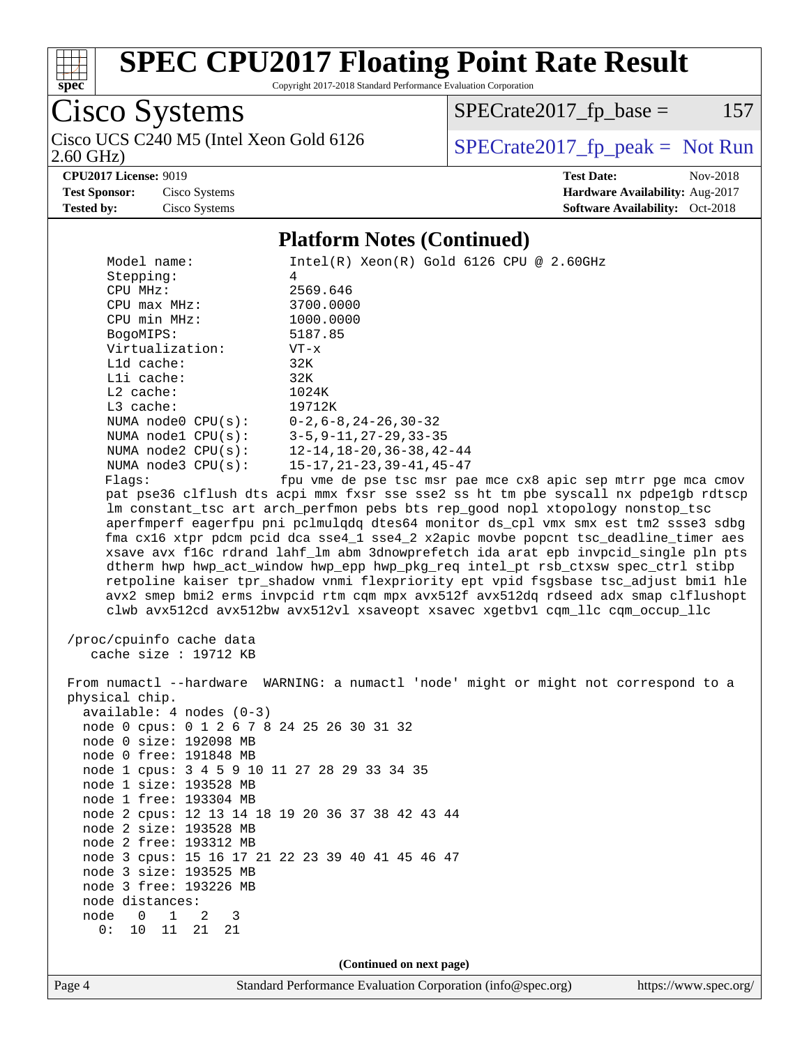## Platform Notes (Continued)

```
     Model name:            Intel(R) Xeon(R) Gold 6126 CPU @ 2.60GHz
     Stepping:              4
     CPU MHz:               2569.646
     CPU max MHz:           3700.0000
     CPU min MHz:           1000.0000
     BogoMIPS:              5187.85
     Virtualization:        VT-x
     L1d cache:             32K
     L1i cache:             32K
     L2 cache:              1024K
     L3 cache:              19712K
     NUMA node0 CPU(s):     0-2,6-8,24-26,30-32
     NUMA node1 CPU(s):     3-5,9-11,27-29,33-35
     NUMA node2 CPU(s):     12-14,18-20,36-38,42-44
     NUMA node3 CPU(s):     15-17,21-23,39-41,45-47
     Flags:                 fpu vme de pse tsc msr pae mce cx8 apic sep mtrr pge mca cmov
     pat pse36 clflush dts acpi mmx fxsr sse sse2 ss ht tm pbe syscall nx pdpe1gb rdtscp
     lm constant_tsc art arch_perfmon pebs bts rep_good nopl xtopology nonstop_tsc
     aperfmperf eagerfpu pni pclmulqdq dtes64 monitor ds_cpl vmx smx est tm2 ssse3 sdbg
     fma cx16 xtpr pdcm pcid dca sse4_1 sse4_2 x2apic movbe popcnt tsc_deadline_timer aes
     xsave avx f16c rdrand lahf_lm abm 3dnowprefetch ida arat epb invpcid_single pln pts
     dtherm hwp hwp_act_window hwp_epp hwp_pkg_req intel_pt rsb_ctxsw spec_ctrl stibp
     retpoline kaiser tpr_shadow vnmi flexpriority ept vpid fsgsbase tsc_adjust bmi1 hle
     avx2 smep bmi2 erms invpcid rtm cqm mpx avx512f avx512dq rdseed adx smap clflushopt
     clwb avx512cd avx512bw avx512vl xsaveopt xsavec xgetbv1 cqm_llc cqm_occup_llc

 /proc/cpuinfo cache data
    cache size : 19712 KB

 From numactl --hardware  WARNING: a numactl 'node' might or might not correspond to a
 physical chip.
   available: 4 nodes (0-3)
   node 0 cpus: 0 1 2 6 7 8 24 25 26 30 31 32
   node 0 size: 192098 MB
   node 0 free: 191848 MB
   node 1 cpus: 3 4 5 9 10 11 27 28 29 33 34 35
   node 1 size: 193528 MB
   node 1 free: 193304 MB
   node 2 cpus: 12 13 14 18 19 20 36 37 38 42 43 44
   node 2 size: 193528 MB
   node 2 free: 193312 MB
   node 3 cpus: 15 16 17 21 22 23 39 40 41 45 46 47
   node 3 size: 193525 MB
   node 3 free: 193226 MB
   node distances:
   node   0   1   2   3
     0:  10  11  21  21
```

(Continued on next page)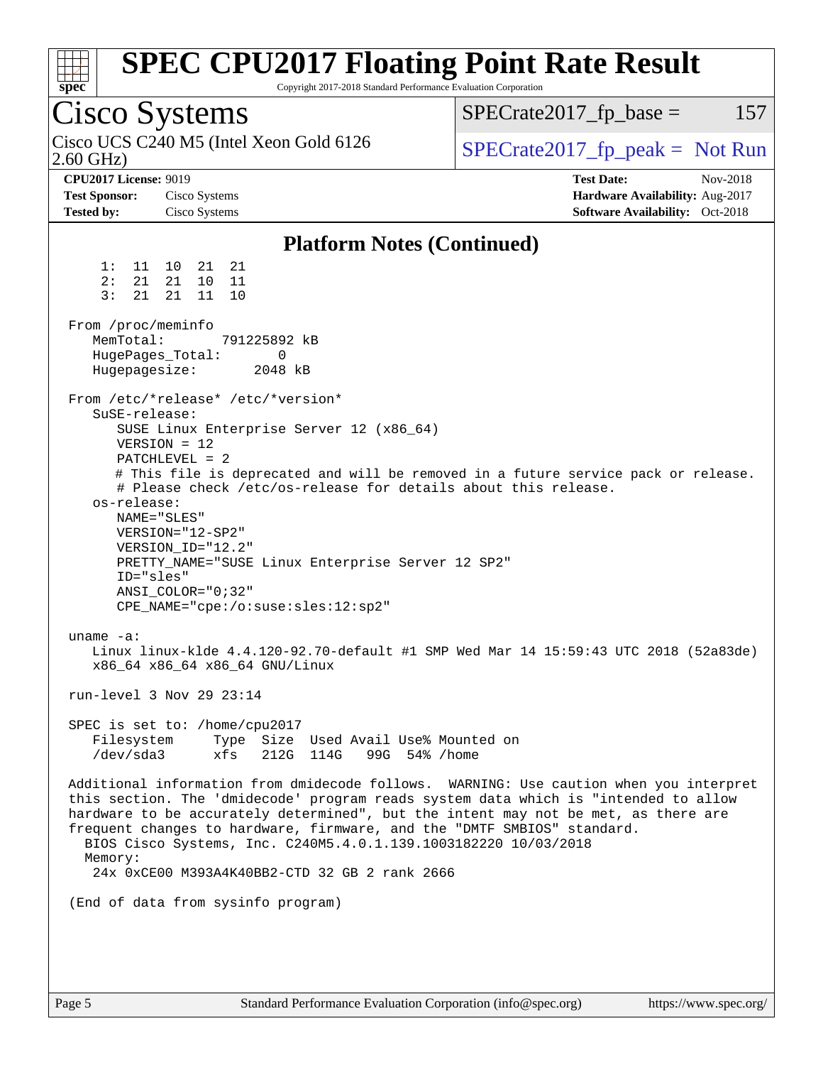# SPEC CPU2017 Floating Point Rate Result

Copyright 2017-2018 Standard Performance Evaluation Corporation

**Cisco Systems**

Cisco UCS C240 M5 (Intel Xeon Gold 6126 2.60 GHz)

SPECrate2017_fp_base = 157

SPECrate2017_fp_peak = Not Run

**CPU2017 License:** 9019
**Test Sponsor:** Cisco Systems
**Tested by:** Cisco Systems

**Test Date:** Nov-2018
**Hardware Availability:** Aug-2017
**Software Availability:** Oct-2018

## Platform Notes (Continued)

```
     1:  11  10  21  21
     2:  21  21  10  11
     3:  21  21  11  10

 From /proc/meminfo
    MemTotal:       791225892 kB
    HugePages_Total:       0
    Hugepagesize:       2048 kB

 From /etc/*release* /etc/*version*
    SuSE-release:
       SUSE Linux Enterprise Server 12 (x86_64)
       VERSION = 12
       PATCHLEVEL = 2
       # This file is deprecated and will be removed in a future service pack or release.
       # Please check /etc/os-release for details about this release.
    os-release:
       NAME="SLES"
       VERSION="12-SP2"
       VERSION_ID="12.2"
       PRETTY_NAME="SUSE Linux Enterprise Server 12 SP2"
       ID="sles"
       ANSI_COLOR="0;32"
       CPE_NAME="cpe:/o:suse:sles:12:sp2"

 uname -a:
    Linux linux-klde 4.4.120-92.70-default #1 SMP Wed Mar 14 15:59:43 UTC 2018 (52a83de)
    x86_64 x86_64 x86_64 GNU/Linux

 run-level 3 Nov 29 23:14

 SPEC is set to: /home/cpu2017
    Filesystem     Type  Size  Used Avail Use% Mounted on
    /dev/sda3      xfs   212G  114G   99G  54% /home

 Additional information from dmidecode follows.  WARNING: Use caution when you interpret
 this section. The 'dmidecode' program reads system data which is "intended to allow
 hardware to be accurately determined", but the intent may not be met, as there are
 frequent changes to hardware, firmware, and the "DMTF SMBIOS" standard.
   BIOS Cisco Systems, Inc. C240M5.4.0.1.139.1003182220 10/03/2018
   Memory:
     24x 0xCE00 M393A4K40BB2-CTD 32 GB 2 rank 2666

 (End of data from sysinfo program)
```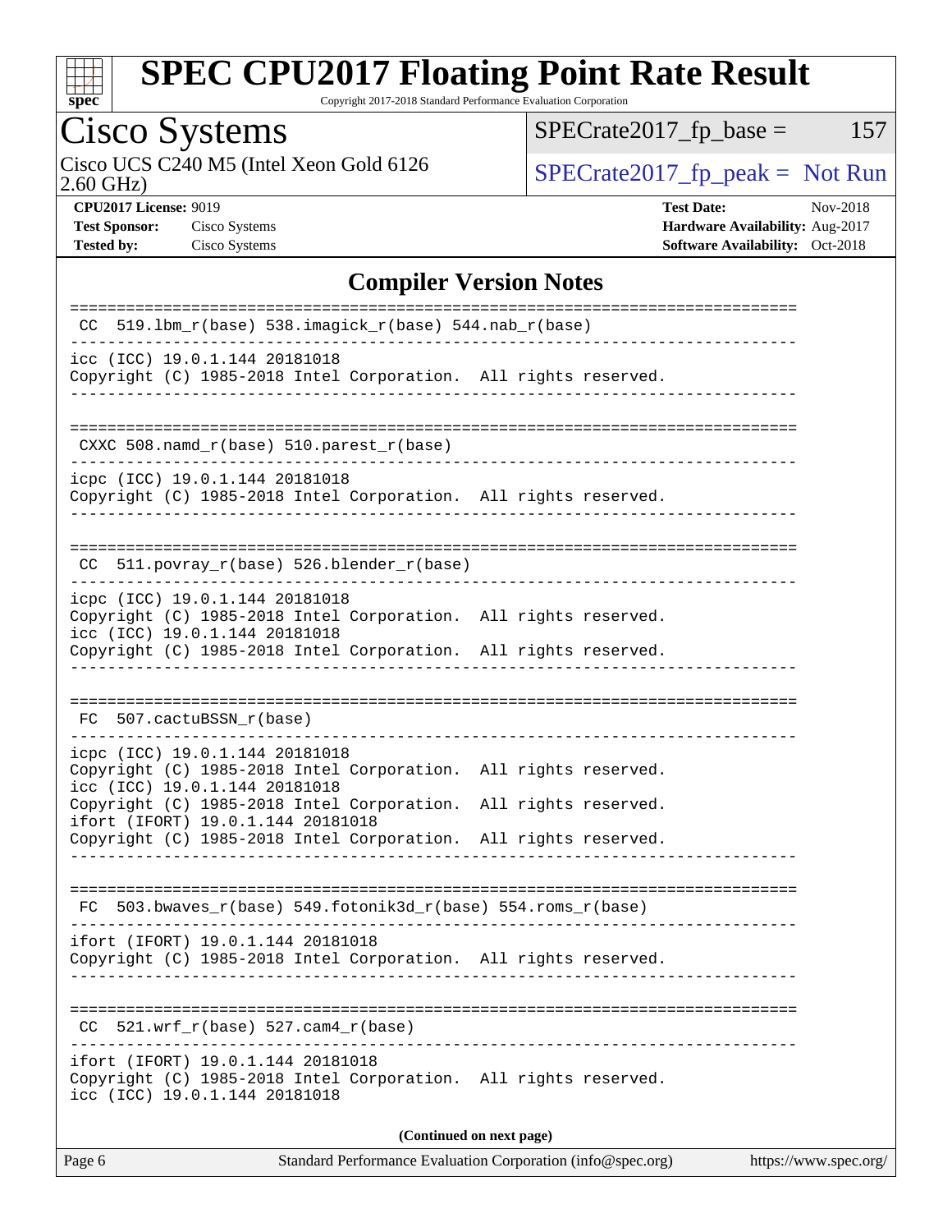# Cisco Systems

Cisco UCS C240 M5 (Intel Xeon Gold 6126 2.60 GHz)

SPECrate2017_fp_base = 157

SPECrate2017_fp_peak = Not Run

**CPU2017 License:** 9019
**Test Sponsor:** Cisco Systems
**Tested by:** Cisco Systems

**Test Date:** Nov-2018
**Hardware Availability:** Aug-2017
**Software Availability:** Oct-2018

## Compiler Version Notes

```
==============================================================================
 CC  519.lbm_r(base) 538.imagick_r(base) 544.nab_r(base)
------------------------------------------------------------------------------
icc (ICC) 19.0.1.144 20181018
Copyright (C) 1985-2018 Intel Corporation.  All rights reserved.
------------------------------------------------------------------------------

==============================================================================
 CXXC 508.namd_r(base) 510.parest_r(base)
------------------------------------------------------------------------------
icpc (ICC) 19.0.1.144 20181018
Copyright (C) 1985-2018 Intel Corporation.  All rights reserved.
------------------------------------------------------------------------------

==============================================================================
 CC  511.povray_r(base) 526.blender_r(base)
------------------------------------------------------------------------------
icpc (ICC) 19.0.1.144 20181018
Copyright (C) 1985-2018 Intel Corporation.  All rights reserved.
icc (ICC) 19.0.1.144 20181018
Copyright (C) 1985-2018 Intel Corporation.  All rights reserved.
------------------------------------------------------------------------------

==============================================================================
 FC  507.cactuBSSN_r(base)
------------------------------------------------------------------------------
icpc (ICC) 19.0.1.144 20181018
Copyright (C) 1985-2018 Intel Corporation.  All rights reserved.
icc (ICC) 19.0.1.144 20181018
Copyright (C) 1985-2018 Intel Corporation.  All rights reserved.
ifort (IFORT) 19.0.1.144 20181018
Copyright (C) 1985-2018 Intel Corporation.  All rights reserved.
------------------------------------------------------------------------------

==============================================================================
 FC  503.bwaves_r(base) 549.fotonik3d_r(base) 554.roms_r(base)
------------------------------------------------------------------------------
ifort (IFORT) 19.0.1.144 20181018
Copyright (C) 1985-2018 Intel Corporation.  All rights reserved.
------------------------------------------------------------------------------

==============================================================================
 CC  521.wrf_r(base) 527.cam4_r(base)
------------------------------------------------------------------------------
ifort (IFORT) 19.0.1.144 20181018
Copyright (C) 1985-2018 Intel Corporation.  All rights reserved.
icc (ICC) 19.0.1.144 20181018
```

**(Continued on next page)**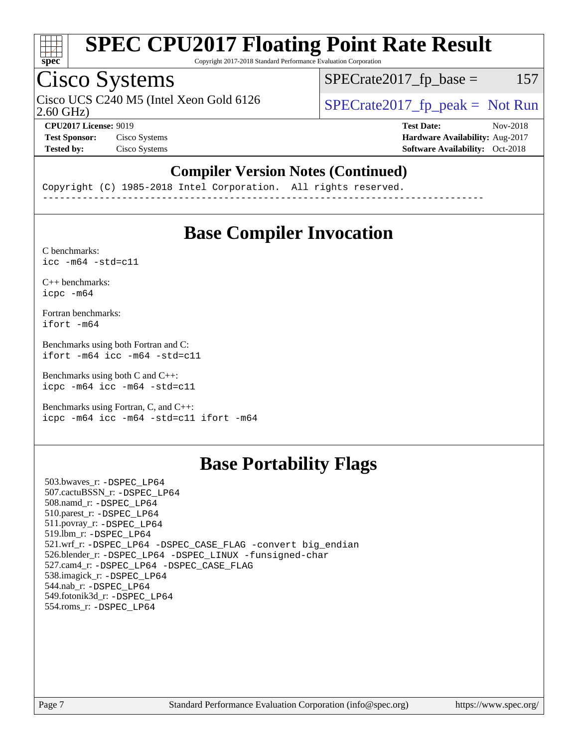# SPEC CPU2017 Floating Point Rate Result

Copyright 2017-2018 Standard Performance Evaluation Corporation

## Cisco Systems

Cisco UCS C240 M5 (Intel Xeon Gold 6126 2.60 GHz)

SPECrate2017_fp_base = 157

SPECrate2017_fp_peak = Not Run

**CPU2017 License:** 9019
**Test Sponsor:** Cisco Systems
**Tested by:** Cisco Systems

**Test Date:** Nov-2018
**Hardware Availability:** Aug-2017
**Software Availability:** Oct-2018

## Compiler Version Notes (Continued)

```
Copyright (C) 1985-2018 Intel Corporation.  All rights reserved.
------------------------------------------------------------------------------
```

## Base Compiler Invocation

C benchmarks:
```
icc -m64 -std=c11
```

C++ benchmarks:
```
icpc -m64
```

Fortran benchmarks:
```
ifort -m64
```

Benchmarks using both Fortran and C:
```
ifort -m64 icc -m64 -std=c11
```

Benchmarks using both C and C++:
```
icpc -m64 icc -m64 -std=c11
```

Benchmarks using Fortran, C, and C++:
```
icpc -m64 icc -m64 -std=c11 ifort -m64
```

## Base Portability Flags

503.bwaves_r: -DSPEC_LP64
507.cactuBSSN_r: -DSPEC_LP64
508.namd_r: -DSPEC_LP64
510.parest_r: -DSPEC_LP64
511.povray_r: -DSPEC_LP64
519.lbm_r: -DSPEC_LP64
521.wrf_r: -DSPEC_LP64 -DSPEC_CASE_FLAG -convert big_endian
526.blender_r: -DSPEC_LP64 -DSPEC_LINUX -funsigned-char
527.cam4_r: -DSPEC_LP64 -DSPEC_CASE_FLAG
538.imagick_r: -DSPEC_LP64
544.nab_r: -DSPEC_LP64
549.fotonik3d_r: -DSPEC_LP64
554.roms_r: -DSPEC_LP64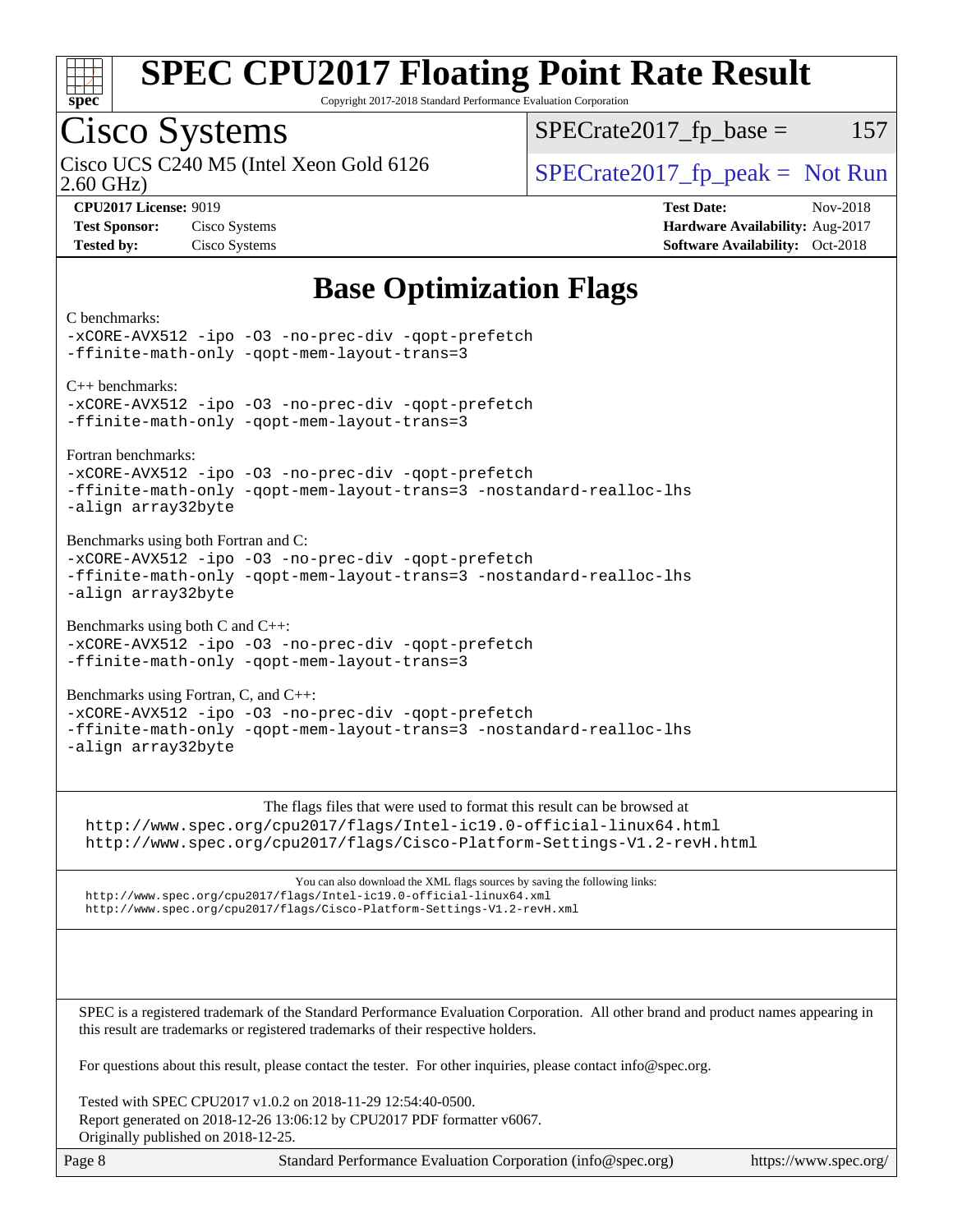# SPEC CPU2017 Floating Point Rate Result

Copyright 2017-2018 Standard Performance Evaluation Corporation

## Cisco Systems

Cisco UCS C240 M5 (Intel Xeon Gold 6126 2.60 GHz)

SPECrate2017_fp_base = 157

SPECrate2017_fp_peak = Not Run

**CPU2017 License:** 9019
**Test Sponsor:** Cisco Systems
**Tested by:** Cisco Systems

**Test Date:** Nov-2018
**Hardware Availability:** Aug-2017
**Software Availability:** Oct-2018

## Base Optimization Flags

C benchmarks:
```
-xCORE-AVX512 -ipo -O3 -no-prec-div -qopt-prefetch
-ffinite-math-only -qopt-mem-layout-trans=3
```

C++ benchmarks:
```
-xCORE-AVX512 -ipo -O3 -no-prec-div -qopt-prefetch
-ffinite-math-only -qopt-mem-layout-trans=3
```

Fortran benchmarks:
```
-xCORE-AVX512 -ipo -O3 -no-prec-div -qopt-prefetch
-ffinite-math-only -qopt-mem-layout-trans=3 -nostandard-realloc-lhs
-align array32byte
```

Benchmarks using both Fortran and C:
```
-xCORE-AVX512 -ipo -O3 -no-prec-div -qopt-prefetch
-ffinite-math-only -qopt-mem-layout-trans=3 -nostandard-realloc-lhs
-align array32byte
```

Benchmarks using both C and C++:
```
-xCORE-AVX512 -ipo -O3 -no-prec-div -qopt-prefetch
-ffinite-math-only -qopt-mem-layout-trans=3
```

Benchmarks using Fortran, C, and C++:
```
-xCORE-AVX512 -ipo -O3 -no-prec-div -qopt-prefetch
-ffinite-math-only -qopt-mem-layout-trans=3 -nostandard-realloc-lhs
-align array32byte
```

The flags files that were used to format this result can be browsed at
http://www.spec.org/cpu2017/flags/Intel-ic19.0-official-linux64.html
http://www.spec.org/cpu2017/flags/Cisco-Platform-Settings-V1.2-revH.html

You can also download the XML flags sources by saving the following links:
http://www.spec.org/cpu2017/flags/Intel-ic19.0-official-linux64.xml
http://www.spec.org/cpu2017/flags/Cisco-Platform-Settings-V1.2-revH.xml

SPEC is a registered trademark of the Standard Performance Evaluation Corporation. All other brand and product names appearing in this result are trademarks or registered trademarks of their respective holders.

For questions about this result, please contact the tester. For other inquiries, please contact info@spec.org.

Tested with SPEC CPU2017 v1.0.2 on 2018-11-29 12:54:40-0500.
Report generated on 2018-12-26 13:06:12 by CPU2017 PDF formatter v6067.
Originally published on 2018-12-25.